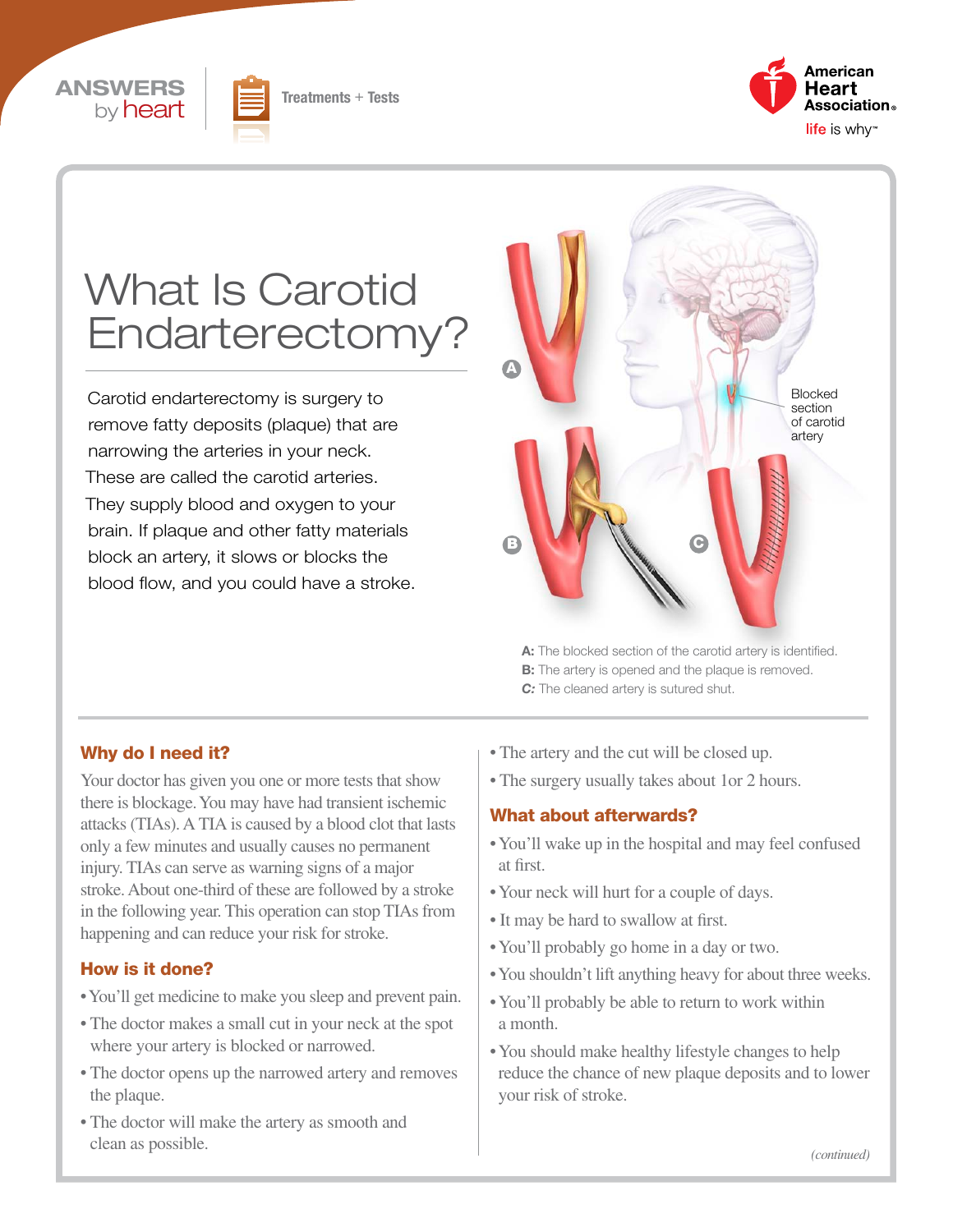# What Is Carotid Endarterectomy?

Carotid endarterectomy is surgery to remove fatty deposits (plaque) that are narrowing the arteries in your neck. These are called the carotid arteries. They supply blood and oxygen to your brain. If plaque and other fatty materials block an artery, it slows or blocks the blood flow, and you could have a stroke.

Blocked section of carotid artery

**A:** The blocked section of the carotid artery is identified.
**B:** The artery is opened and the plaque is removed.
***C:*** The cleaned artery is sutured shut.

## Why do I need it?

Your doctor has given you one or more tests that show there is blockage. You may have had transient ischemic attacks (TIAs). A TIA is caused by a blood clot that lasts only a few minutes and usually causes no permanent injury. TIAs can serve as warning signs of a major stroke. About one-third of these are followed by a stroke in the following year. This operation can stop TIAs from happening and can reduce your risk for stroke.

## How is it done?

- You'll get medicine to make you sleep and prevent pain.
- The doctor makes a small cut in your neck at the spot where your artery is blocked or narrowed.
- The doctor opens up the narrowed artery and removes the plaque.
- The doctor will make the artery as smooth and clean as possible.
- The artery and the cut will be closed up.
- The surgery usually takes about 1or 2 hours.

## What about afterwards?

- You'll wake up in the hospital and may feel confused at first.
- Your neck will hurt for a couple of days.
- It may be hard to swallow at first.
- You'll probably go home in a day or two.
- You shouldn't lift anything heavy for about three weeks.
- You'll probably be able to return to work within a month.
- You should make healthy lifestyle changes to help reduce the chance of new plaque deposits and to lower your risk of stroke.

*(continued)*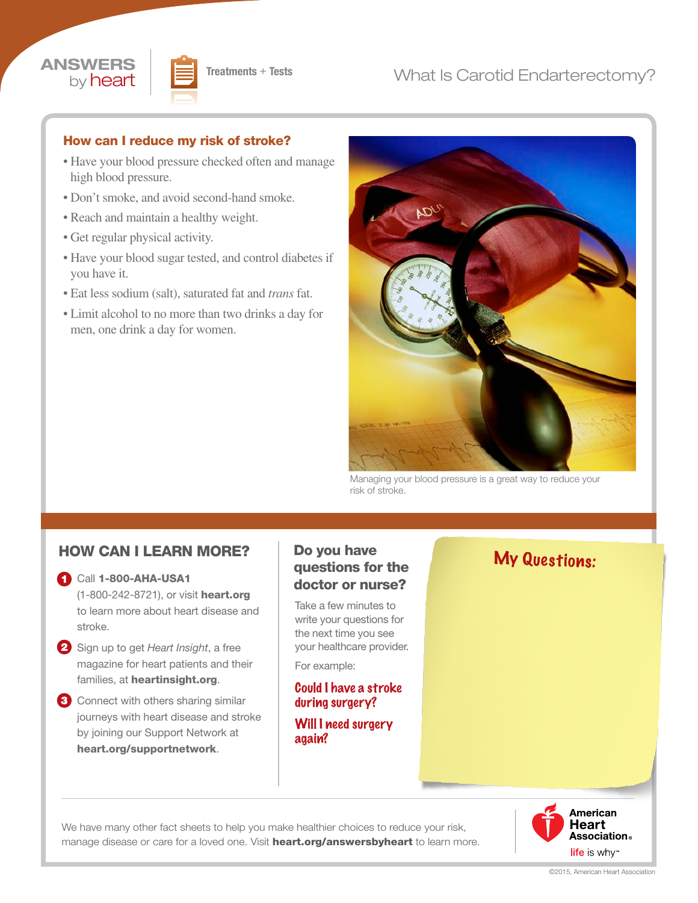## How can I reduce my risk of stroke?

- Have your blood pressure checked often and manage high blood pressure.
- Don't smoke, and avoid second-hand smoke.
- Reach and maintain a healthy weight.
- Get regular physical activity.
- Have your blood sugar tested, and control diabetes if you have it.
- Eat less sodium (salt), saturated fat and *trans* fat.
- Limit alcohol to no more than two drinks a day for men, one drink a day for women.

Managing your blood pressure is a great way to reduce your risk of stroke.

## HOW CAN I LEARN MORE?

1. Call **1-800-AHA-USA1** (1-800-242-8721), or visit **heart.org** to learn more about heart disease and stroke.
2. Sign up to get *Heart Insight*, a free magazine for heart patients and their families, at **heartinsight.org**.
3. Connect with others sharing similar journeys with heart disease and stroke by joining our Support Network at **heart.org/supportnetwork**.

## Do you have questions for the doctor or nurse?

Take a few minutes to write your questions for the next time you see your healthcare provider.

For example:

**Could I have a stroke during surgery?**

**Will I need surgery again?**

## My Questions:

We have many other fact sheets to help you make healthier choices to reduce your risk, manage disease or care for a loved one. Visit **heart.org/answersbyheart** to learn more.

©2015, American Heart Association